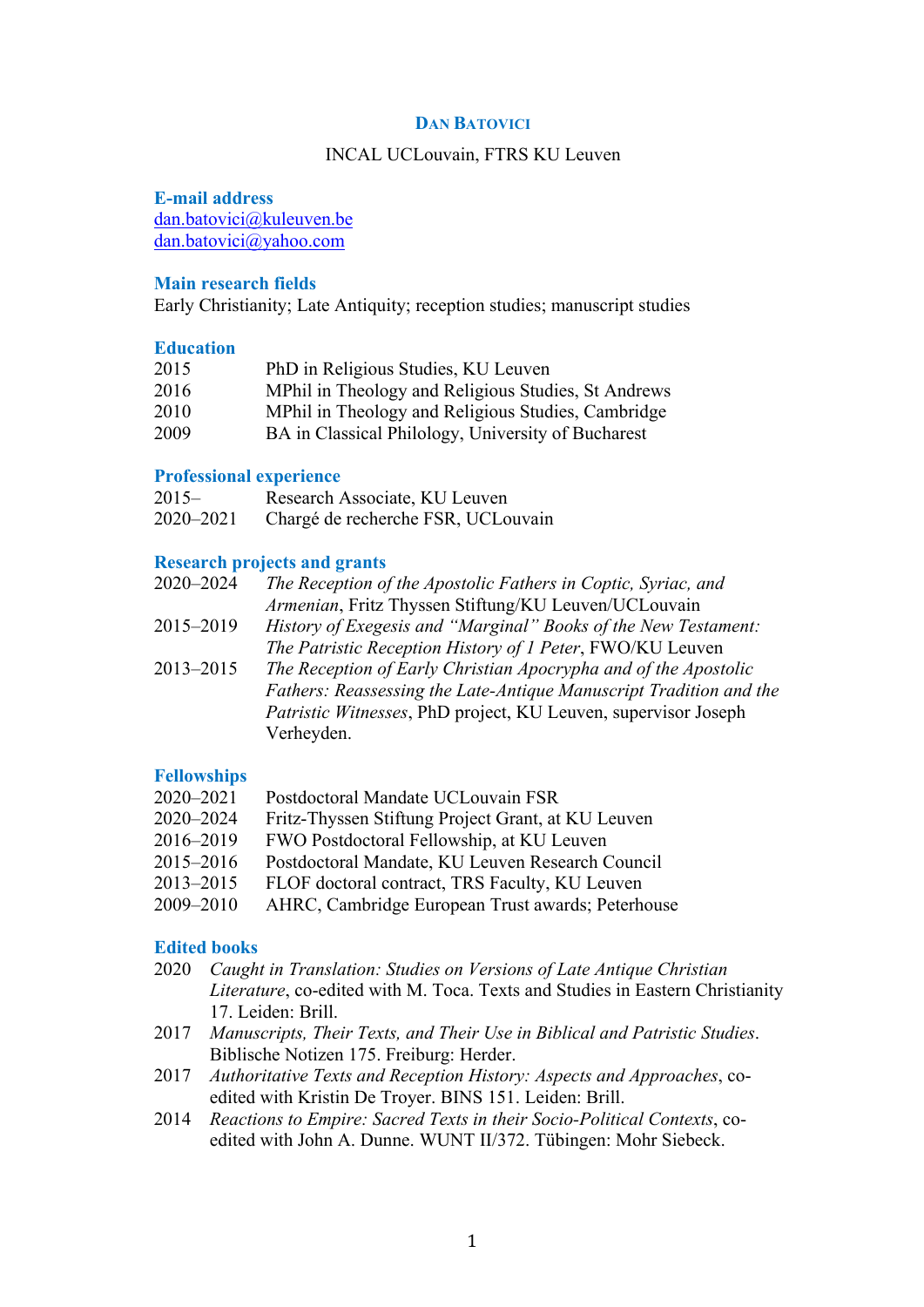# Dan Batovici

INCAL UCLouvain, FTRS KU Leuven

## E-mail address

dan.batovici@kuleuven.be
dan.batovici@yahoo.com

## Main research fields

Early Christianity; Late Antiquity; reception studies; manuscript studies

## Education

| | |
|---|---|
| 2015 | PhD in Religious Studies, KU Leuven |
| 2016 | MPhil in Theology and Religious Studies, St Andrews |
| 2010 | MPhil in Theology and Religious Studies, Cambridge |
| 2009 | BA in Classical Philology, University of Bucharest |

## Professional experience

| | |
|---|---|
| 2015– | Research Associate, KU Leuven |
| 2020–2021 | Chargé de recherche FSR, UCLouvain |

## Research projects and grants

| | |
|---|---|
| 2020–2024 | *The Reception of the Apostolic Fathers in Coptic, Syriac, and Armenian*, Fritz Thyssen Stiftung/KU Leuven/UCLouvain |
| 2015–2019 | *History of Exegesis and "Marginal" Books of the New Testament: The Patristic Reception History of 1 Peter*, FWO/KU Leuven |
| 2013–2015 | *The Reception of Early Christian Apocrypha and of the Apostolic Fathers: Reassessing the Late-Antique Manuscript Tradition and the Patristic Witnesses*, PhD project, KU Leuven, supervisor Joseph Verheyden. |

## Fellowships

| | |
|---|---|
| 2020–2021 | Postdoctoral Mandate UCLouvain FSR |
| 2020–2024 | Fritz-Thyssen Stiftung Project Grant, at KU Leuven |
| 2016–2019 | FWO Postdoctoral Fellowship, at KU Leuven |
| 2015–2016 | Postdoctoral Mandate, KU Leuven Research Council |
| 2013–2015 | FLOF doctoral contract, TRS Faculty, KU Leuven |
| 2009–2010 | AHRC, Cambridge European Trust awards; Peterhouse |

## Edited books

2020 *Caught in Translation: Studies on Versions of Late Antique Christian Literature*, co-edited with M. Toca. Texts and Studies in Eastern Christianity 17. Leiden: Brill.

2017 *Manuscripts, Their Texts, and Their Use in Biblical and Patristic Studies*. Biblische Notizen 175. Freiburg: Herder.

2017 *Authoritative Texts and Reception History: Aspects and Approaches*, co-edited with Kristin De Troyer. BINS 151. Leiden: Brill.

2014 *Reactions to Empire: Sacred Texts in their Socio-Political Contexts*, co-edited with John A. Dunne. WUNT II/372. Tübingen: Mohr Siebeck.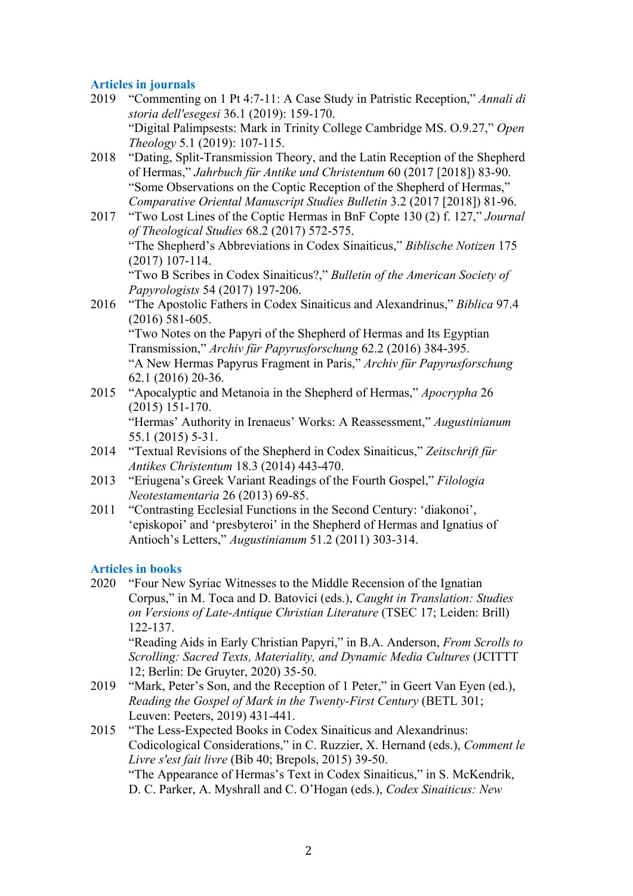## Articles in journals

2019 "Commenting on 1 Pt 4:7-11: A Case Study in Patristic Reception," *Annali di storia dell'esegesi* 36.1 (2019): 159-170.

"Digital Palimpsests: Mark in Trinity College Cambridge MS. O.9.27," *Open Theology* 5.1 (2019): 107-115.

2018 "Dating, Split-Transmission Theory, and the Latin Reception of the Shepherd of Hermas," *Jahrbuch für Antike und Christentum* 60 (2017 [2018]) 83-90.

"Some Observations on the Coptic Reception of the Shepherd of Hermas," *Comparative Oriental Manuscript Studies Bulletin* 3.2 (2017 [2018]) 81-96.

2017 "Two Lost Lines of the Coptic Hermas in BnF Copte 130 (2) f. 127," *Journal of Theological Studies* 68.2 (2017) 572-575.

"The Shepherd's Abbreviations in Codex Sinaiticus," *Biblische Notizen* 175 (2017) 107-114.

"Two B Scribes in Codex Sinaiticus?," *Bulletin of the American Society of Papyrologists* 54 (2017) 197-206.

2016 "The Apostolic Fathers in Codex Sinaiticus and Alexandrinus," *Biblica* 97.4 (2016) 581-605.

"Two Notes on the Papyri of the Shepherd of Hermas and Its Egyptian Transmission," *Archiv für Papyrusforschung* 62.2 (2016) 384-395.

"A New Hermas Papyrus Fragment in Paris," *Archiv für Papyrusforschung* 62.1 (2016) 20-36.

2015 "Apocalyptic and Metanoia in the Shepherd of Hermas," *Apocrypha* 26 (2015) 151-170.

"Hermas' Authority in Irenaeus' Works: A Reassessment," *Augustinianum* 55.1 (2015) 5-31.

2014 "Textual Revisions of the Shepherd in Codex Sinaiticus," *Zeitschrift für Antikes Christentum* 18.3 (2014) 443-470.

2013 "Eriugena's Greek Variant Readings of the Fourth Gospel," *Filologia Neotestamentaria* 26 (2013) 69-85.

2011 "Contrasting Ecclesial Functions in the Second Century: 'diakonoi', 'episkopoi' and 'presbyteroi' in the Shepherd of Hermas and Ignatius of Antioch's Letters," *Augustinianum* 51.2 (2011) 303-314.

## Articles in books

2020 "Four New Syriac Witnesses to the Middle Recension of the Ignatian Corpus," in M. Toca and D. Batovici (eds.), *Caught in Translation: Studies on Versions of Late-Antique Christian Literature* (TSEC 17; Leiden: Brill) 122-137.

"Reading Aids in Early Christian Papyri," in B.A. Anderson, *From Scrolls to Scrolling: Sacred Texts, Materiality, and Dynamic Media Cultures* (JCITTT 12; Berlin: De Gruyter, 2020) 35-50.

2019 "Mark, Peter's Son, and the Reception of 1 Peter," in Geert Van Eyen (ed.), *Reading the Gospel of Mark in the Twenty-First Century* (BETL 301; Leuven: Peeters, 2019) 431-441.

2015 "The Less-Expected Books in Codex Sinaiticus and Alexandrinus: Codicological Considerations," in C. Ruzzier, X. Hernand (eds.), *Comment le Livre s'est fait livre* (Bib 40; Brepols, 2015) 39-50.

"The Appearance of Hermas's Text in Codex Sinaiticus," in S. McKendrik, D. C. Parker, A. Myshrall and C. O'Hogan (eds.), *Codex Sinaiticus: New*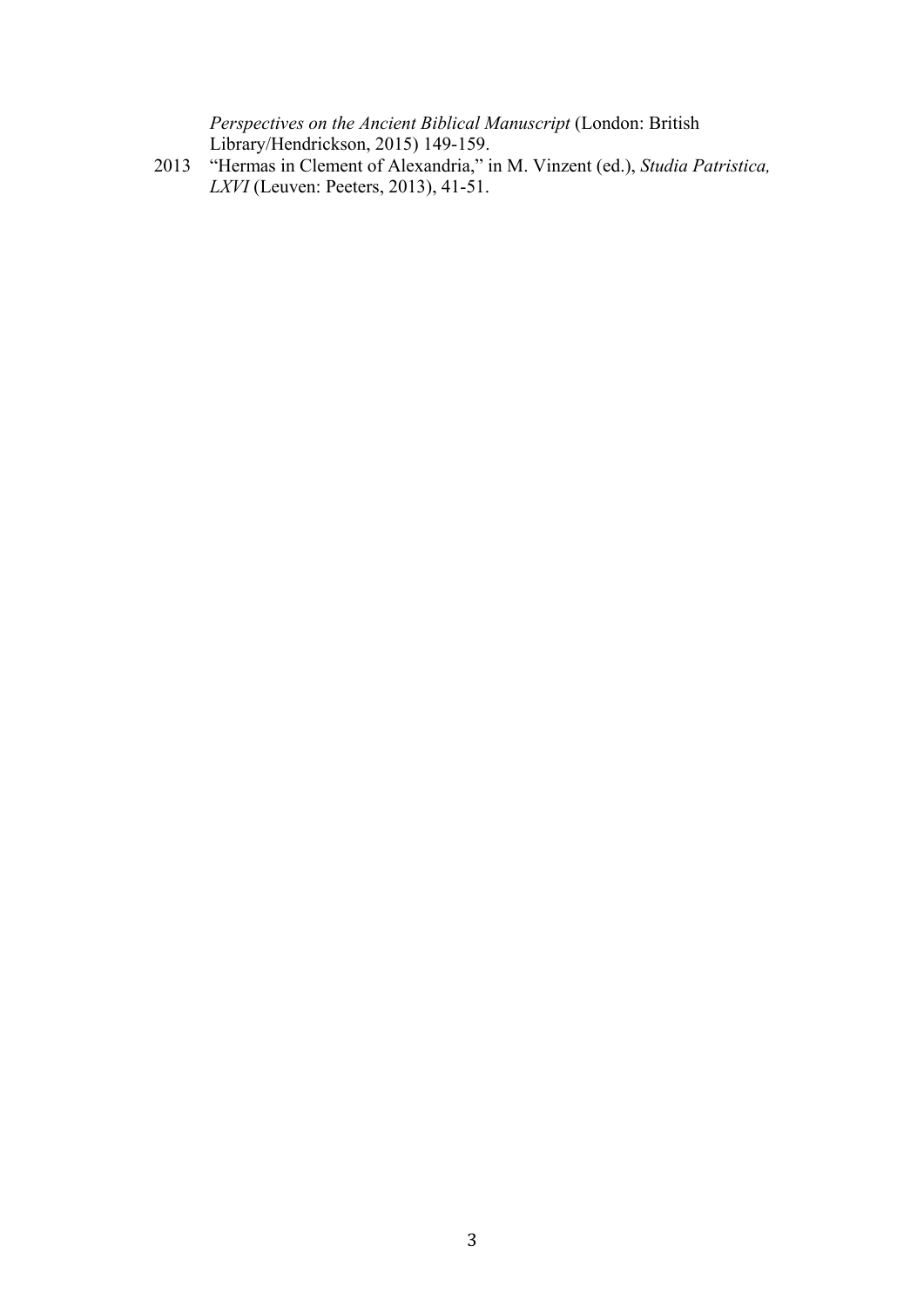*Perspectives on the Ancient Biblical Manuscript* (London: British Library/Hendrickson, 2015) 149-159.

2013 "Hermas in Clement of Alexandria," in M. Vinzent (ed.), *Studia Patristica, LXVI* (Leuven: Peeters, 2013), 41-51.